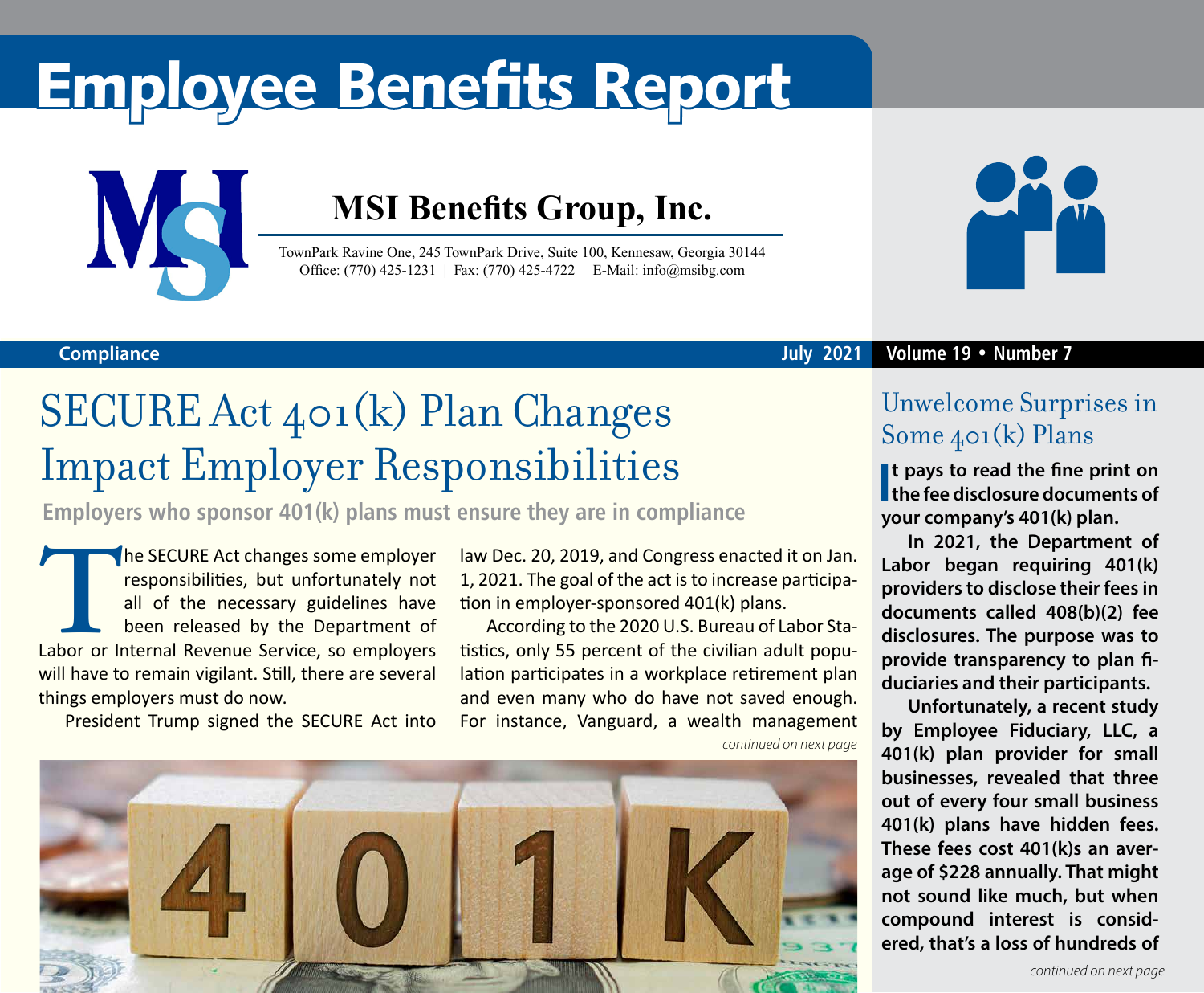# Employee Benefits Report

## MSI Benefits Group, Inc.

TownPark Ravine One, 245 TownPark Drive, Suite 100, Kennesaw, Georgia 30144
Office: (770) 425-1231 | Fax: (770) 425-4722 | E-Mail: info@msibg.com

Compliance

July 2021 Volume 19 • Number 7

# SECURE Act 401(k) Plan Changes Impact Employer Responsibilities

**Employers who sponsor 401(k) plans must ensure they are in compliance**

The SECURE Act changes some employer responsibilities, but unfortunately not all of the necessary guidelines have been released by the Department of Labor or Internal Revenue Service, so employers will have to remain vigilant. Still, there are several things employers must do now.

President Trump signed the SECURE Act into law Dec. 20, 2019, and Congress enacted it on Jan. 1, 2021. The goal of the act is to increase participation in employer-sponsored 401(k) plans.

According to the 2020 U.S. Bureau of Labor Statistics, only 55 percent of the civilian adult population participates in a workplace retirement plan and even many who do have not saved enough. For instance, Vanguard, a wealth management

*continued on next page*

## Unwelcome Surprises in Some 401(k) Plans

**It pays to read the fine print on the fee disclosure documents of your company's 401(k) plan.**

**In 2021, the Department of Labor began requiring 401(k) providers to disclose their fees in documents called 408(b)(2) fee disclosures. The purpose was to provide transparency to plan fiduciaries and their participants.**

**Unfortunately, a recent study by Employee Fiduciary, LLC, a 401(k) plan provider for small businesses, revealed that three out of every four small business 401(k) plans have hidden fees. These fees cost 401(k)s an average of $228 annually. That might not sound like much, but when compound interest is considered, that's a loss of hundreds of**

*continued on next page*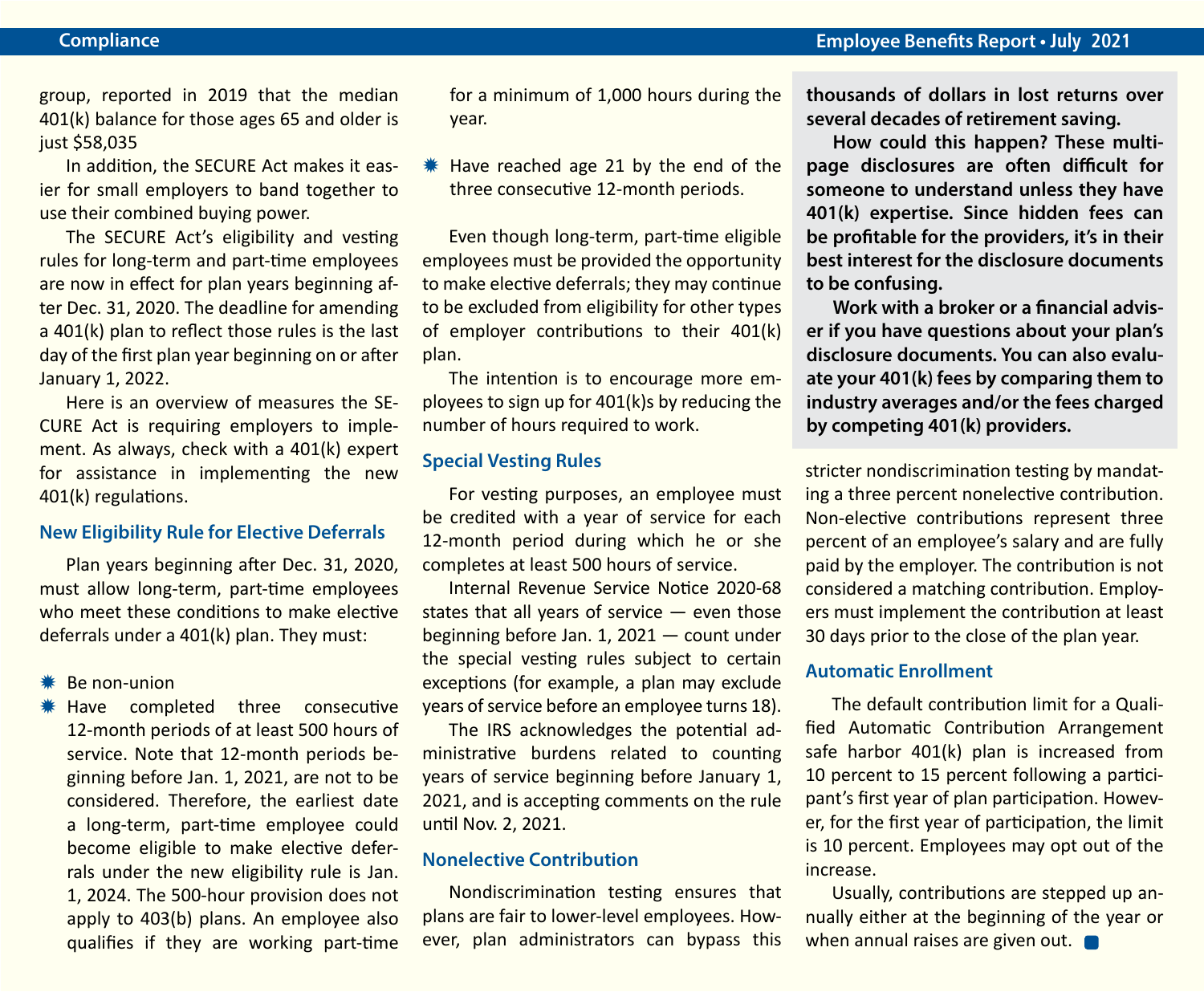group, reported in 2019 that the median 401(k) balance for those ages 65 and older is just $58,035

In addition, the SECURE Act makes it easier for small employers to band together to use their combined buying power.

The SECURE Act's eligibility and vesting rules for long-term and part-time employees are now in effect for plan years beginning after Dec. 31, 2020. The deadline for amending a 401(k) plan to reflect those rules is the last day of the first plan year beginning on or after January 1, 2022.

Here is an overview of measures the SECURE Act is requiring employers to implement. As always, check with a 401(k) expert for assistance in implementing the new 401(k) regulations.

### New Eligibility Rule for Elective Deferrals

Plan years beginning after Dec. 31, 2020, must allow long-term, part-time employees who meet these conditions to make elective deferrals under a 401(k) plan. They must:

- Be non-union
- Have completed three consecutive 12-month periods of at least 500 hours of service. Note that 12-month periods beginning before Jan. 1, 2021, are not to be considered. Therefore, the earliest date a long-term, part-time employee could become eligible to make elective deferrals under the new eligibility rule is Jan. 1, 2024. The 500-hour provision does not apply to 403(b) plans. An employee also qualifies if they are working part-time for a minimum of 1,000 hours during the year.
- Have reached age 21 by the end of the three consecutive 12-month periods.

Even though long-term, part-time eligible employees must be provided the opportunity to make elective deferrals; they may continue to be excluded from eligibility for other types of employer contributions to their 401(k) plan.

The intention is to encourage more employees to sign up for 401(k)s by reducing the number of hours required to work.

### Special Vesting Rules

For vesting purposes, an employee must be credited with a year of service for each 12-month period during which he or she completes at least 500 hours of service.

Internal Revenue Service Notice 2020-68 states that all years of service — even those beginning before Jan. 1, 2021 — count under the special vesting rules subject to certain exceptions (for example, a plan may exclude years of service before an employee turns 18).

The IRS acknowledges the potential administrative burdens related to counting years of service beginning before January 1, 2021, and is accepting comments on the rule until Nov. 2, 2021.

### Nonelective Contribution

Nondiscrimination testing ensures that plans are fair to lower-level employees. However, plan administrators can bypass this stricter nondiscrimination testing by mandating a three percent nonelective contribution. Non-elective contributions represent three percent of an employee's salary and are fully paid by the employer. The contribution is not considered a matching contribution. Employers must implement the contribution at least 30 days prior to the close of the plan year.

### Automatic Enrollment

The default contribution limit for a Qualified Automatic Contribution Arrangement safe harbor 401(k) plan is increased from 10 percent to 15 percent following a participant's first year of plan participation. However, for the first year of participation, the limit is 10 percent. Employees may opt out of the increase.

Usually, contributions are stepped up annually either at the beginning of the year or when annual raises are given out.

**thousands of dollars in lost returns over several decades of retirement saving.**

**How could this happen? These multi-page disclosures are often difficult for someone to understand unless they have 401(k) expertise. Since hidden fees can be profitable for the providers, it's in their best interest for the disclosure documents to be confusing.**

**Work with a broker or a financial adviser if you have questions about your plan's disclosure documents. You can also evaluate your 401(k) fees by comparing them to industry averages and/or the fees charged by competing 401(k) providers.**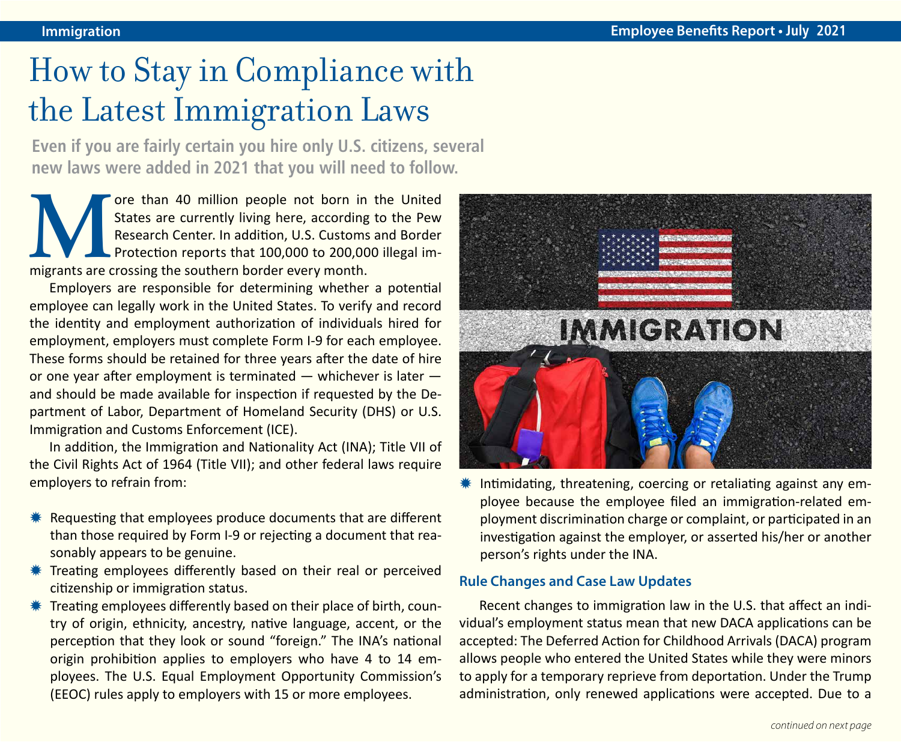# How to Stay in Compliance with the Latest Immigration Laws

**Even if you are fairly certain you hire only U.S. citizens, several new laws were added in 2021 that you will need to follow.**

More than 40 million people not born in the United States are currently living here, according to the Pew Research Center. In addition, U.S. Customs and Border Protection reports that 100,000 to 200,000 illegal immigrants are crossing the southern border every month.

Employers are responsible for determining whether a potential employee can legally work in the United States. To verify and record the identity and employment authorization of individuals hired for employment, employers must complete Form I-9 for each employee. These forms should be retained for three years after the date of hire or one year after employment is terminated — whichever is later — and should be made available for inspection if requested by the Department of Labor, Department of Homeland Security (DHS) or U.S. Immigration and Customs Enforcement (ICE).

In addition, the Immigration and Nationality Act (INA); Title VII of the Civil Rights Act of 1964 (Title VII); and other federal laws require employers to refrain from:

- Requesting that employees produce documents that are different than those required by Form I-9 or rejecting a document that reasonably appears to be genuine.
- Treating employees differently based on their real or perceived citizenship or immigration status.
- Treating employees differently based on their place of birth, country of origin, ethnicity, ancestry, native language, accent, or the perception that they look or sound "foreign." The INA's national origin prohibition applies to employers who have 4 to 14 employees. The U.S. Equal Employment Opportunity Commission's (EEOC) rules apply to employers with 15 or more employees.
- Intimidating, threatening, coercing or retaliating against any employee because the employee filed an immigration-related employment discrimination charge or complaint, or participated in an investigation against the employer, or asserted his/her or another person's rights under the INA.

## Rule Changes and Case Law Updates

Recent changes to immigration law in the U.S. that affect an individual's employment status mean that new DACA applications can be accepted: The Deferred Action for Childhood Arrivals (DACA) program allows people who entered the United States while they were minors to apply for a temporary reprieve from deportation. Under the Trump administration, only renewed applications were accepted. Due to a

*continued on next page*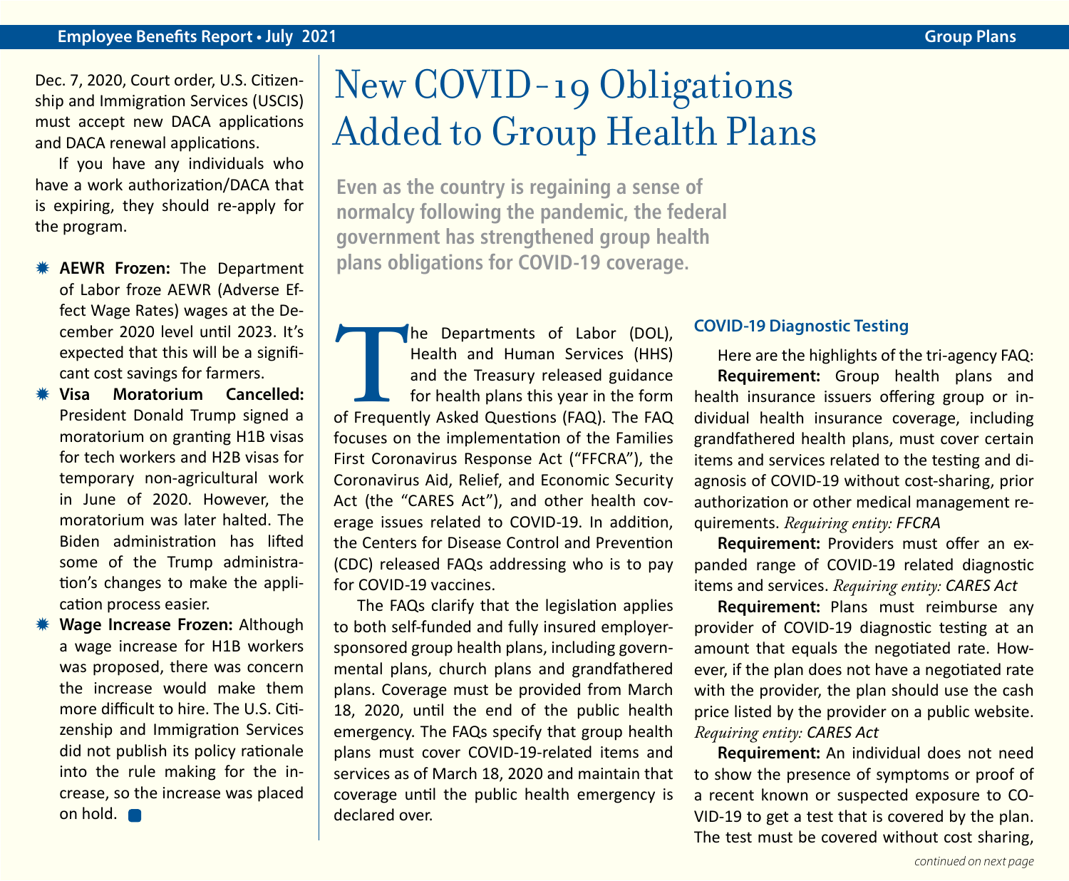Dec. 7, 2020, Court order, U.S. Citizenship and Immigration Services (USCIS) must accept new DACA applications and DACA renewal applications.

If you have any individuals who have a work authorization/DACA that is expiring, they should re-apply for the program.

- **AEWR Frozen:** The Department of Labor froze AEWR (Adverse Effect Wage Rates) wages at the December 2020 level until 2023. It's expected that this will be a significant cost savings for farmers.
- **Visa Moratorium Cancelled:** President Donald Trump signed a moratorium on granting H1B visas for tech workers and H2B visas for temporary non-agricultural work in June of 2020. However, the moratorium was later halted. The Biden administration has lifted some of the Trump administration's changes to make the application process easier.
- **Wage Increase Frozen:** Although a wage increase for H1B workers was proposed, there was concern the increase would make them more difficult to hire. The U.S. Citizenship and Immigration Services did not publish its policy rationale into the rule making for the increase, so the increase was placed on hold.

# New COVID-19 Obligations Added to Group Health Plans

**Even as the country is regaining a sense of normalcy following the pandemic, the federal government has strengthened group health plans obligations for COVID-19 coverage.**

The Departments of Labor (DOL), Health and Human Services (HHS) and the Treasury released guidance for health plans this year in the form of Frequently Asked Questions (FAQ). The FAQ focuses on the implementation of the Families First Coronavirus Response Act ("FFCRA"), the Coronavirus Aid, Relief, and Economic Security Act (the "CARES Act"), and other health coverage issues related to COVID-19. In addition, the Centers for Disease Control and Prevention (CDC) released FAQs addressing who is to pay for COVID-19 vaccines.

The FAQs clarify that the legislation applies to both self-funded and fully insured employer-sponsored group health plans, including governmental plans, church plans and grandfathered plans. Coverage must be provided from March 18, 2020, until the end of the public health emergency. The FAQs specify that group health plans must cover COVID-19-related items and services as of March 18, 2020 and maintain that coverage until the public health emergency is declared over.

### COVID-19 Diagnostic Testing

Here are the highlights of the tri-agency FAQ:

**Requirement:** Group health plans and health insurance issuers offering group or individual health insurance coverage, including grandfathered health plans, must cover certain items and services related to the testing and diagnosis of COVID-19 without cost-sharing, prior authorization or other medical management requirements. *Requiring entity: FFCRA*

**Requirement:** Providers must offer an expanded range of COVID-19 related diagnostic items and services. *Requiring entity: CARES Act*

**Requirement:** Plans must reimburse any provider of COVID-19 diagnostic testing at an amount that equals the negotiated rate. However, if the plan does not have a negotiated rate with the provider, the plan should use the cash price listed by the provider on a public website. *Requiring entity: CARES Act*

**Requirement:** An individual does not need to show the presence of symptoms or proof of a recent known or suspected exposure to COVID-19 to get a test that is covered by the plan. The test must be covered without cost sharing,

*continued on next page*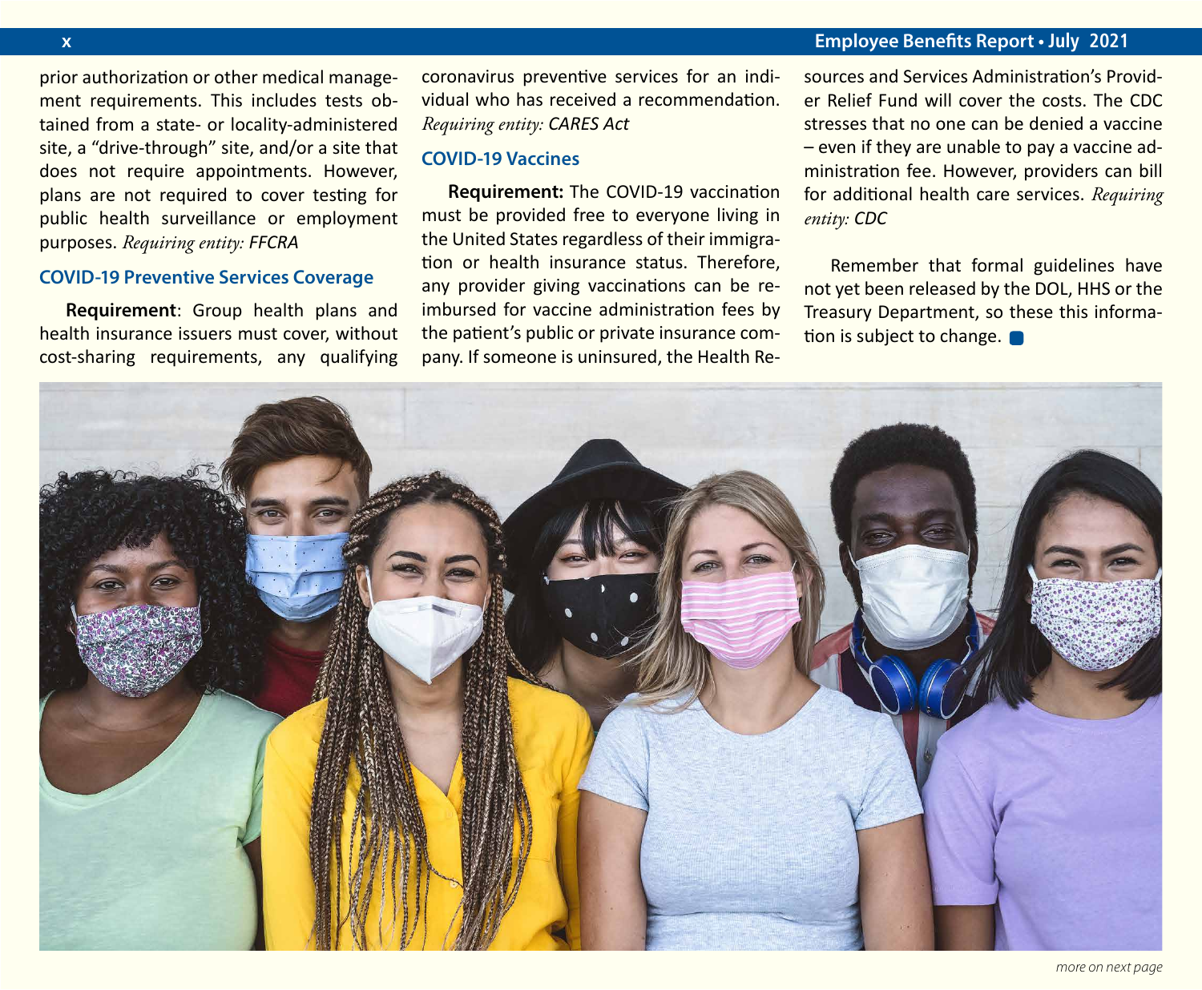prior authorization or other medical management requirements. This includes tests obtained from a state- or locality-administered site, a "drive-through" site, and/or a site that does not require appointments. However, plans are not required to cover testing for public health surveillance or employment purposes. *Requiring entity: FFCRA*

### COVID-19 Preventive Services Coverage

**Requirement**: Group health plans and health insurance issuers must cover, without cost-sharing requirements, any qualifying coronavirus preventive services for an individual who has received a recommendation. *Requiring entity: CARES Act*

### COVID-19 Vaccines

**Requirement:** The COVID-19 vaccination must be provided free to everyone living in the United States regardless of their immigration or health insurance status. Therefore, any provider giving vaccinations can be reimbursed for vaccine administration fees by the patient's public or private insurance company. If someone is uninsured, the Health Resources and Services Administration's Provider Relief Fund will cover the costs. The CDC stresses that no one can be denied a vaccine – even if they are unable to pay a vaccine administration fee. However, providers can bill for additional health care services. *Requiring entity: CDC*

Remember that formal guidelines have not yet been released by the DOL, HHS or the Treasury Department, so these this information is subject to change.

*more on next page*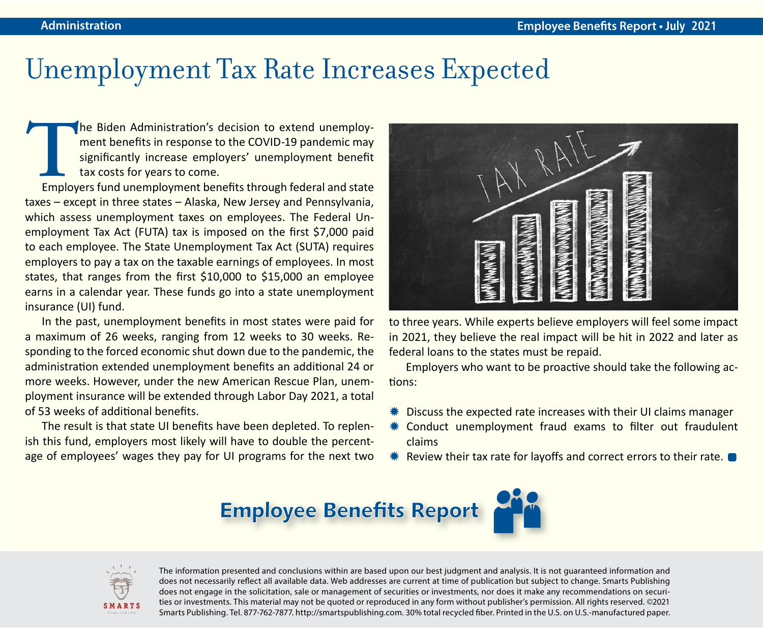# Unemployment Tax Rate Increases Expected

The Biden Administration's decision to extend unemployment benefits in response to the COVID-19 pandemic may significantly increase employers' unemployment benefit tax costs for years to come.

Employers fund unemployment benefits through federal and state taxes – except in three states – Alaska, New Jersey and Pennsylvania, which assess unemployment taxes on employees. The Federal Unemployment Tax Act (FUTA) tax is imposed on the first $7,000 paid to each employee. The State Unemployment Tax Act (SUTA) requires employers to pay a tax on the taxable earnings of employees. In most states, that ranges from the first $10,000 to $15,000 an employee earns in a calendar year. These funds go into a state unemployment insurance (UI) fund.

In the past, unemployment benefits in most states were paid for a maximum of 26 weeks, ranging from 12 weeks to 30 weeks. Responding to the forced economic shut down due to the pandemic, the administration extended unemployment benefits an additional 24 or more weeks. However, under the new American Rescue Plan, unemployment insurance will be extended through Labor Day 2021, a total of 53 weeks of additional benefits.

The result is that state UI benefits have been depleted. To replenish this fund, employers most likely will have to double the percentage of employees' wages they pay for UI programs for the next two to three years. While experts believe employers will feel some impact in 2021, they believe the real impact will be hit in 2022 and later as federal loans to the states must be repaid.

Employers who want to be proactive should take the following actions:

- Discuss the expected rate increases with their UI claims manager
- Conduct unemployment fraud exams to filter out fraudulent claims
- Review their tax rate for layoffs and correct errors to their rate.

**Employee Benefits Report**

The information presented and conclusions within are based upon our best judgment and analysis. It is not guaranteed information and does not necessarily reflect all available data. Web addresses are current at time of publication but subject to change. Smarts Publishing does not engage in the solicitation, sale or management of securities or investments, nor does it make any recommendations on securities or investments. This material may not be quoted or reproduced in any form without publisher's permission. All rights reserved. ©2021 Smarts Publishing. Tel. 877-762-7877. http://smartspublishing.com. 30% total recycled fiber. Printed in the U.S. on U.S.-manufactured paper.